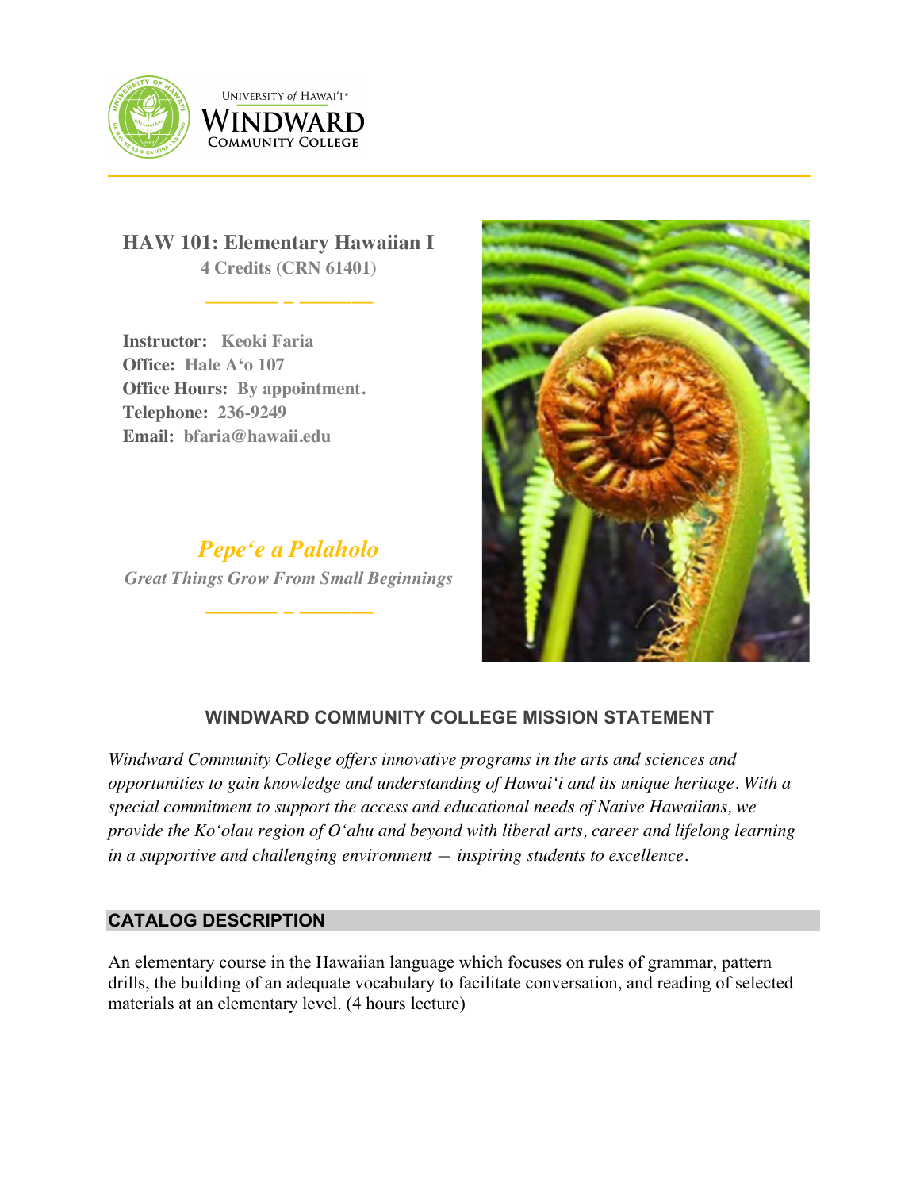# HAW 101: Elementary Hawaiian I

**4 Credits (CRN 61401)**

**Instructor:** Keoki Faria
**Office:** Hale A'o 107
**Office Hours:** By appointment.
**Telephone:** 236-9249
**Email:** bfaria@hawaii.edu

***Pepeʻe a Palaholo***

*Great Things Grow From Small Beginnings*

## WINDWARD COMMUNITY COLLEGE MISSION STATEMENT

*Windward Community College offers innovative programs in the arts and sciences and opportunities to gain knowledge and understanding of Hawaiʻi and its unique heritage. With a special commitment to support the access and educational needs of Native Hawaiians, we provide the Koʻolau region of Oʻahu and beyond with liberal arts, career and lifelong learning in a supportive and challenging environment — inspiring students to excellence.*

## CATALOG DESCRIPTION

An elementary course in the Hawaiian language which focuses on rules of grammar, pattern drills, the building of an adequate vocabulary to facilitate conversation, and reading of selected materials at an elementary level. (4 hours lecture)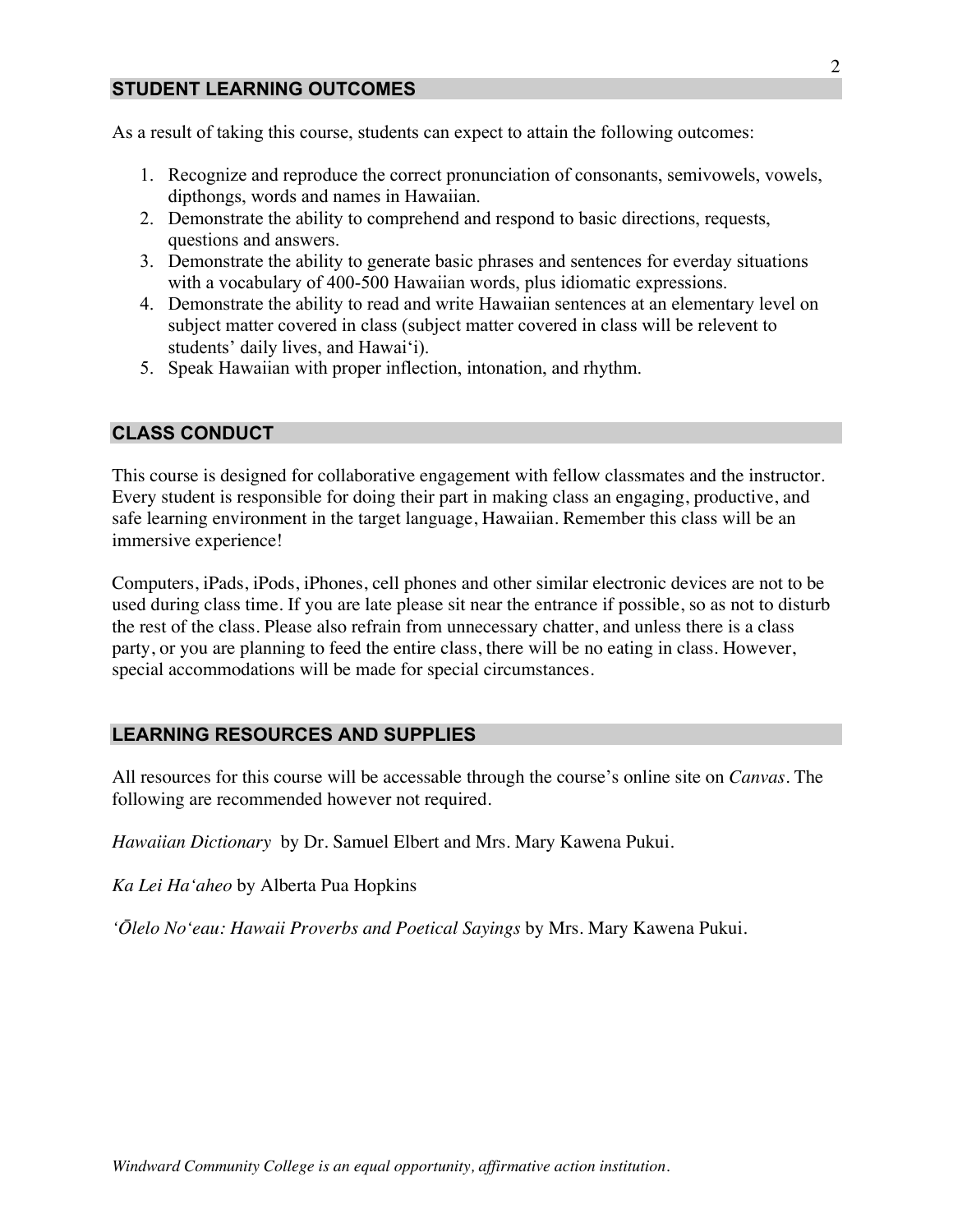## STUDENT LEARNING OUTCOMES

As a result of taking this course, students can expect to attain the following outcomes:

1. Recognize and reproduce the correct pronunciation of consonants, semivowels, vowels, dipthongs, words and names in Hawaiian.
2. Demonstrate the ability to comprehend and respond to basic directions, requests, questions and answers.
3. Demonstrate the ability to generate basic phrases and sentences for everday situations with a vocabulary of 400-500 Hawaiian words, plus idiomatic expressions.
4. Demonstrate the ability to read and write Hawaiian sentences at an elementary level on subject matter covered in class (subject matter covered in class will be relevent to students' daily lives, and Hawai'i).
5. Speak Hawaiian with proper inflection, intonation, and rhythm.

## CLASS CONDUCT

This course is designed for collaborative engagement with fellow classmates and the instructor. Every student is responsible for doing their part in making class an engaging, productive, and safe learning environment in the target language, Hawaiian. Remember this class will be an immersive experience!

Computers, iPads, iPods, iPhones, cell phones and other similar electronic devices are not to be used during class time. If you are late please sit near the entrance if possible, so as not to disturb the rest of the class. Please also refrain from unnecessary chatter, and unless there is a class party, or you are planning to feed the entire class, there will be no eating in class. However, special accommodations will be made for special circumstances.

## LEARNING RESOURCES AND SUPPLIES

All resources for this course will be accessable through the course's online site on *Canvas*. The following are recommended however not required.

*Hawaiian Dictionary* by Dr. Samuel Elbert and Mrs. Mary Kawena Pukui.

*Ka Lei Ha'aheo* by Alberta Pua Hopkins

*'Ōlelo No'eau: Hawaii Proverbs and Poetical Sayings* by Mrs. Mary Kawena Pukui.

*Windward Community College is an equal opportunity, affirmative action institution.*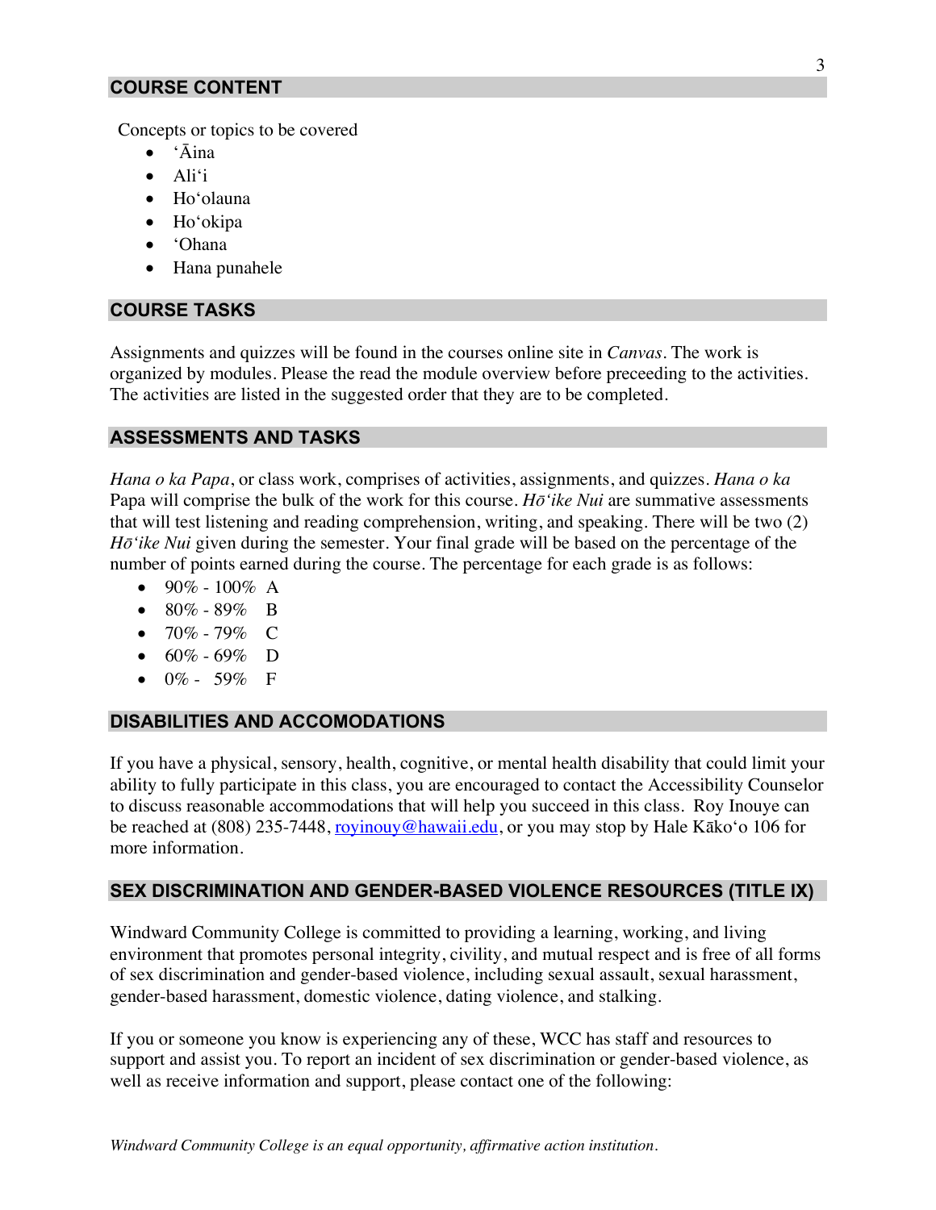## COURSE CONTENT

Concepts or topics to be covered

- ʻĀina
- Aliʻi
- Hoʻolauna
- Hoʻokipa
- ʻOhana
- Hana punahele

## COURSE TASKS

Assignments and quizzes will be found in the courses online site in *Canvas*. The work is organized by modules. Please the read the module overview before preceeding to the activities. The activities are listed in the suggested order that they are to be completed.

## ASSESSMENTS AND TASKS

*Hana o ka Papa*, or class work, comprises of activities, assignments, and quizzes. *Hana o ka* Papa will comprise the bulk of the work for this course. *Hōʻike Nui* are summative assessments that will test listening and reading comprehension, writing, and speaking. There will be two (2) *Hōʻike Nui* given during the semester. Your final grade will be based on the percentage of the number of points earned during the course. The percentage for each grade is as follows:

- 90% - 100% A
- 80% - 89% B
- 70% - 79% C
- 60% - 69% D
- 0% - 59% F

## DISABILITIES AND ACCOMODATIONS

If you have a physical, sensory, health, cognitive, or mental health disability that could limit your ability to fully participate in this class, you are encouraged to contact the Accessibility Counselor to discuss reasonable accommodations that will help you succeed in this class. Roy Inouye can be reached at (808) 235-7448, royinouy@hawaii.edu, or you may stop by Hale Kākoʻo 106 for more information.

## SEX DISCRIMINATION AND GENDER-BASED VIOLENCE RESOURCES (TITLE IX)

Windward Community College is committed to providing a learning, working, and living environment that promotes personal integrity, civility, and mutual respect and is free of all forms of sex discrimination and gender-based violence, including sexual assault, sexual harassment, gender-based harassment, domestic violence, dating violence, and stalking.

If you or someone you know is experiencing any of these, WCC has staff and resources to support and assist you. To report an incident of sex discrimination or gender-based violence, as well as receive information and support, please contact one of the following: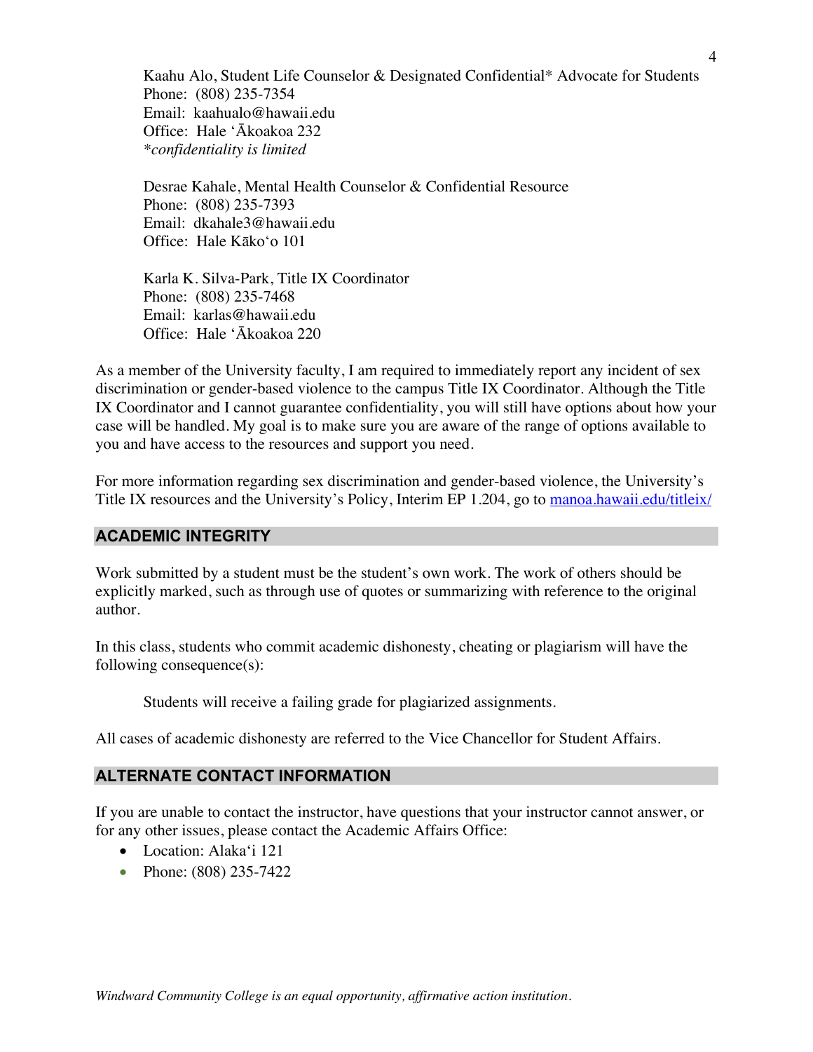Kaahu Alo, Student Life Counselor & Designated Confidential* Advocate for Students
Phone: (808) 235-7354
Email: kaahualo@hawaii.edu
Office: Hale ʻĀkoakoa 232
*\*confidentiality is limited*

Desrae Kahale, Mental Health Counselor & Confidential Resource
Phone: (808) 235-7393
Email: dkahale3@hawaii.edu
Office: Hale Kākoʻo 101

Karla K. Silva-Park, Title IX Coordinator
Phone: (808) 235-7468
Email: karlas@hawaii.edu
Office: Hale ʻĀkoakoa 220

As a member of the University faculty, I am required to immediately report any incident of sex discrimination or gender-based violence to the campus Title IX Coordinator. Although the Title IX Coordinator and I cannot guarantee confidentiality, you will still have options about how your case will be handled. My goal is to make sure you are aware of the range of options available to you and have access to the resources and support you need.

For more information regarding sex discrimination and gender-based violence, the University's Title IX resources and the University's Policy, Interim EP 1.204, go to [manoa.hawaii.edu/titleix/](manoa.hawaii.edu/titleix/)

## ACADEMIC INTEGRITY

Work submitted by a student must be the student's own work. The work of others should be explicitly marked, such as through use of quotes or summarizing with reference to the original author.

In this class, students who commit academic dishonesty, cheating or plagiarism will have the following consequence(s):

Students will receive a failing grade for plagiarized assignments.

All cases of academic dishonesty are referred to the Vice Chancellor for Student Affairs.

## ALTERNATE CONTACT INFORMATION

If you are unable to contact the instructor, have questions that your instructor cannot answer, or for any other issues, please contact the Academic Affairs Office:

- Location: Alakaʻi 121
- Phone: (808) 235-7422

*Windward Community College is an equal opportunity, affirmative action institution.*